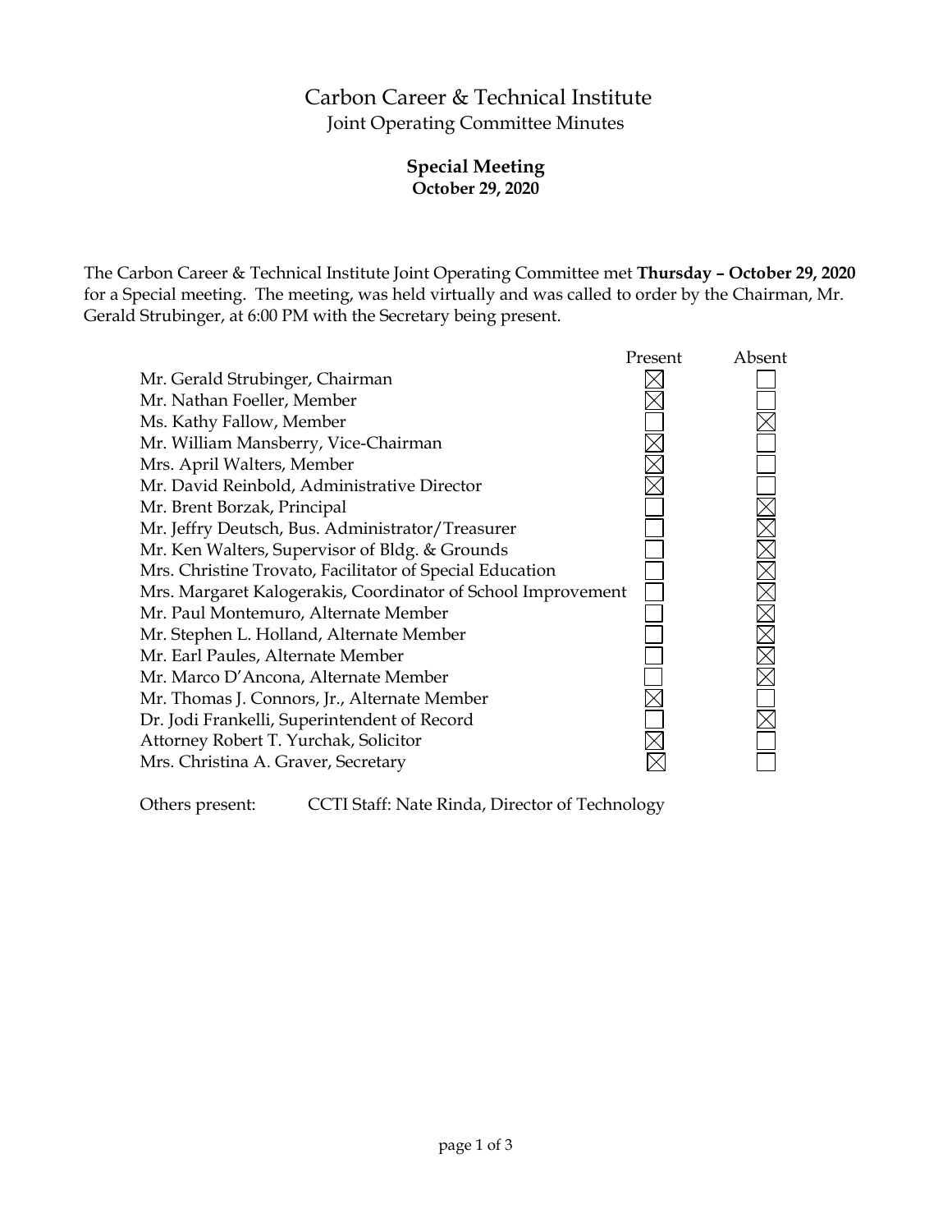# Carbon Career & Technical Institute

## Joint Operating Committee Minutes

### Special Meeting

**October 29, 2020**

The Carbon Career & Technical Institute Joint Operating Committee met **Thursday – October 29, 2020** for a Special meeting. The meeting, was held virtually and was called to order by the Chairman, Mr. Gerald Strubinger, at 6:00 PM with the Secretary being present.

| | Present | Absent |
|---|---|---|
| Mr. Gerald Strubinger, Chairman | ☒ | ☐ |
| Mr. Nathan Foeller, Member | ☒ | ☐ |
| Ms. Kathy Fallow, Member | ☐ | ☒ |
| Mr. William Mansberry, Vice-Chairman | ☒ | ☐ |
| Mrs. April Walters, Member | ☒ | ☐ |
| Mr. David Reinbold, Administrative Director | ☒ | ☐ |
| Mr. Brent Borzak, Principal | ☐ | ☒ |
| Mr. Jeffry Deutsch, Bus. Administrator/Treasurer | ☐ | ☒ |
| Mr. Ken Walters, Supervisor of Bldg. & Grounds | ☐ | ☒ |
| Mrs. Christine Trovato, Facilitator of Special Education | ☐ | ☒ |
| Mrs. Margaret Kalogerakis, Coordinator of School Improvement | ☐ | ☒ |
| Mr. Paul Montemuro, Alternate Member | ☐ | ☒ |
| Mr. Stephen L. Holland, Alternate Member | ☐ | ☒ |
| Mr. Earl Paules, Alternate Member | ☐ | ☒ |
| Mr. Marco D'Ancona, Alternate Member | ☐ | ☒ |
| Mr. Thomas J. Connors, Jr., Alternate Member | ☒ | ☐ |
| Dr. Jodi Frankelli, Superintendent of Record | ☐ | ☒ |
| Attorney Robert T. Yurchak, Solicitor | ☒ | ☐ |
| Mrs. Christina A. Graver, Secretary | ☒ | ☐ |

Others present: CCTI Staff: Nate Rinda, Director of Technology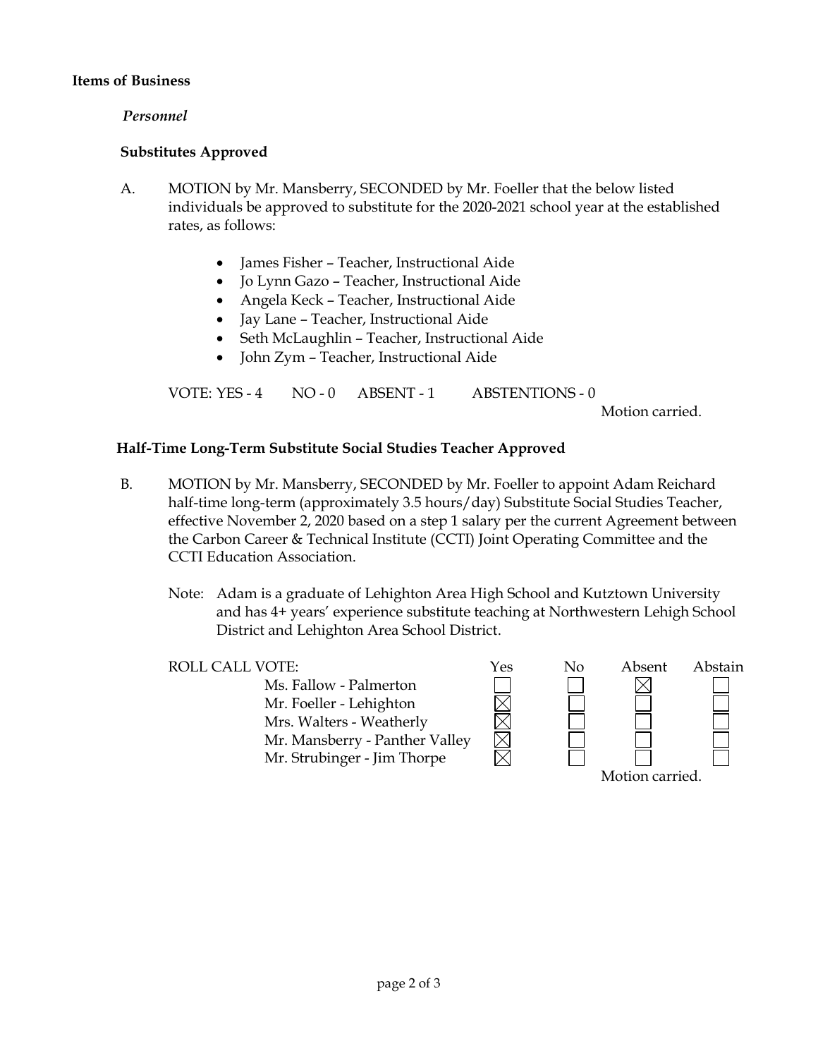**Items of Business**

*Personnel*

**Substitutes Approved**

A. MOTION by Mr. Mansberry, SECONDED by Mr. Foeller that the below listed individuals be approved to substitute for the 2020-2021 school year at the established rates, as follows:

- James Fisher – Teacher, Instructional Aide
- Jo Lynn Gazo – Teacher, Instructional Aide
- Angela Keck – Teacher, Instructional Aide
- Jay Lane – Teacher, Instructional Aide
- Seth McLaughlin – Teacher, Instructional Aide
- John Zym – Teacher, Instructional Aide

VOTE: YES - 4 NO - 0 ABSENT - 1 ABSTENTIONS - 0

Motion carried.

**Half-Time Long-Term Substitute Social Studies Teacher Approved**

B. MOTION by Mr. Mansberry, SECONDED by Mr. Foeller to appoint Adam Reichard half-time long-term (approximately 3.5 hours/day) Substitute Social Studies Teacher, effective November 2, 2020 based on a step 1 salary per the current Agreement between the Carbon Career & Technical Institute (CCTI) Joint Operating Committee and the CCTI Education Association.

Note: Adam is a graduate of Lehighton Area High School and Kutztown University and has 4+ years' experience substitute teaching at Northwestern Lehigh School District and Lehighton Area School District.

| ROLL CALL VOTE: | Yes | No | Absent | Abstain |
|---|---|---|---|---|
| Ms. Fallow - Palmerton | ☐ | ☐ | ☒ | ☐ |
| Mr. Foeller - Lehighton | ☒ | ☐ | ☐ | ☐ |
| Mrs. Walters - Weatherly | ☒ | ☐ | ☐ | ☐ |
| Mr. Mansberry - Panther Valley | ☒ | ☐ | ☐ | ☐ |
| Mr. Strubinger - Jim Thorpe | ☒ | ☐ | ☐ | ☐ |

Motion carried.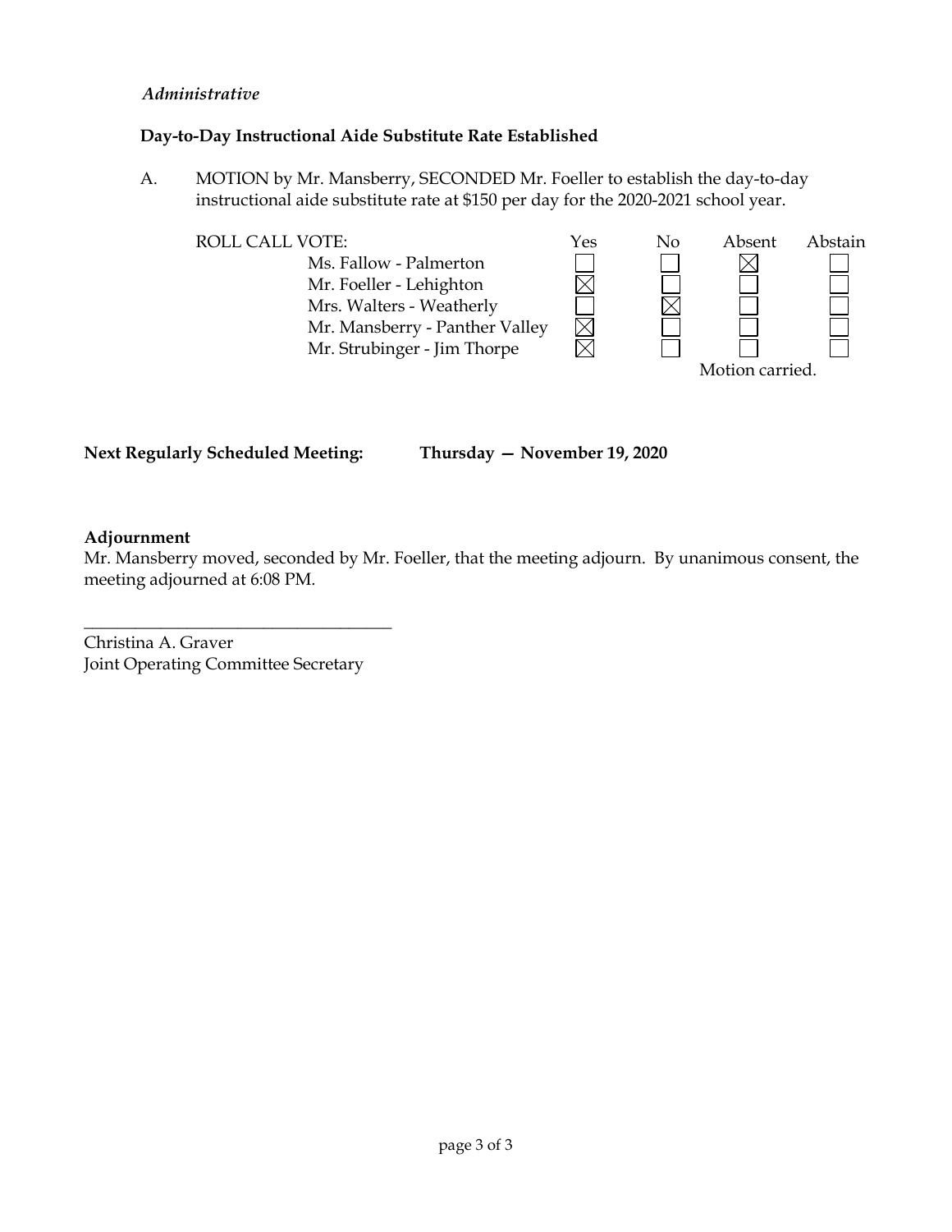*Administrative*

**Day-to-Day Instructional Aide Substitute Rate Established**

A. MOTION by Mr. Mansberry, SECONDED Mr. Foeller to establish the day-to-day instructional aide substitute rate at $150 per day for the 2020-2021 school year.

| ROLL CALL VOTE: | Yes | No | Absent | Abstain |
|---|---|---|---|---|
| Ms. Fallow - Palmerton | ☐ | ☐ | ☒ | ☐ |
| Mr. Foeller - Lehighton | ☒ | ☐ | ☐ | ☐ |
| Mrs. Walters - Weatherly | ☐ | ☒ | ☐ | ☐ |
| Mr. Mansberry - Panther Valley | ☒ | ☐ | ☐ | ☐ |
| Mr. Strubinger - Jim Thorpe | ☒ | ☐ | ☐ | ☐ |

Motion carried.

**Next Regularly Scheduled Meeting:** **Thursday — November 19, 2020**

**Adjournment**

Mr. Mansberry moved, seconded by Mr. Foeller, that the meeting adjourn. By unanimous consent, the meeting adjourned at 6:08 PM.

\_\_\_\_\_\_\_\_\_\_\_\_\_\_\_\_\_\_\_\_\_\_\_\_\_\_\_\_\_\_\_\_\_\_\_\_

Christina A. Graver
Joint Operating Committee Secretary